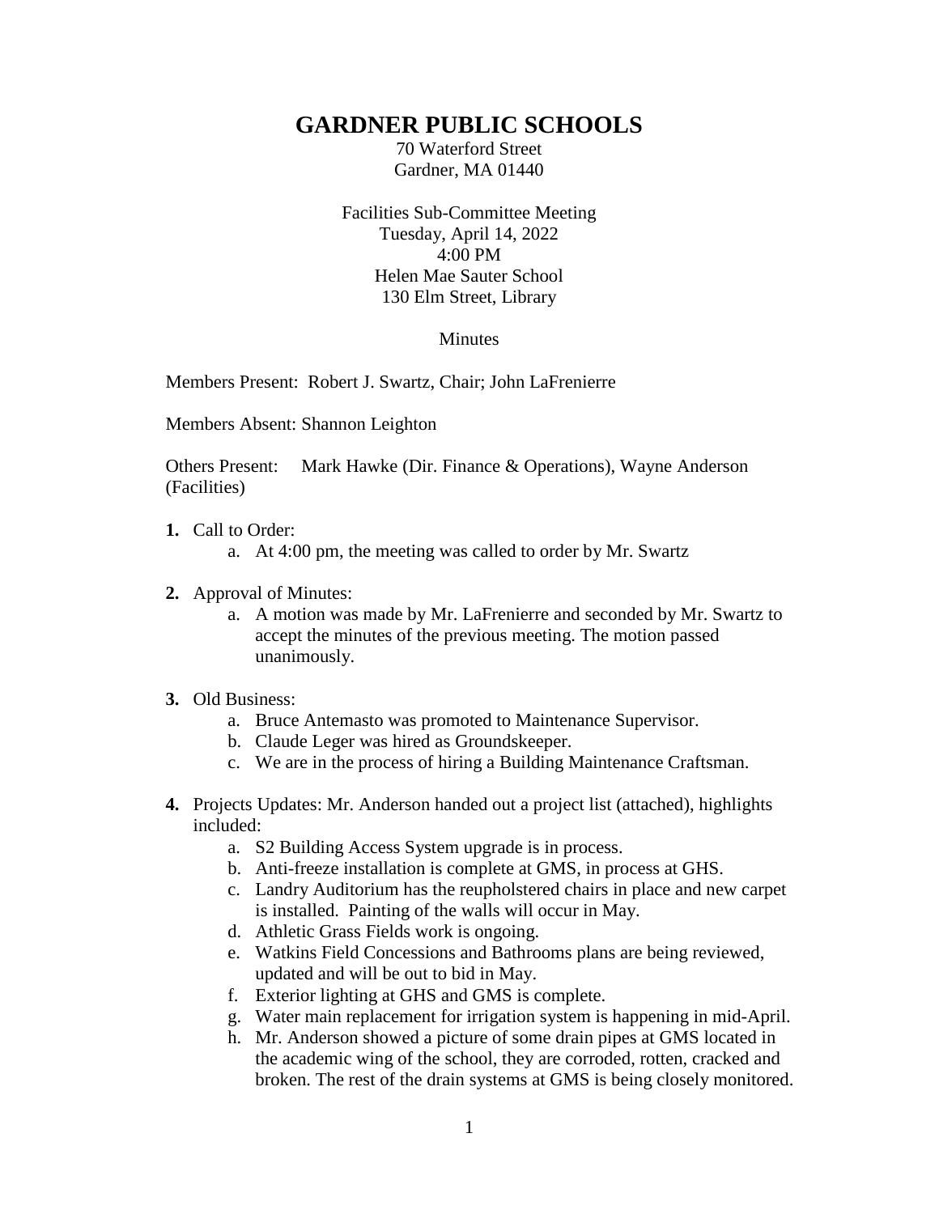# GARDNER PUBLIC SCHOOLS

70 Waterford Street
Gardner, MA 01440

Facilities Sub-Committee Meeting
Tuesday, April 14, 2022
4:00 PM
Helen Mae Sauter School
130 Elm Street, Library

Minutes

Members Present: Robert J. Swartz, Chair; John LaFrenierre

Members Absent: Shannon Leighton

Others Present: Mark Hawke (Dir. Finance & Operations), Wayne Anderson (Facilities)

1. Call to Order:
   a. At 4:00 pm, the meeting was called to order by Mr. Swartz

2. Approval of Minutes:
   a. A motion was made by Mr. LaFrenierre and seconded by Mr. Swartz to accept the minutes of the previous meeting. The motion passed unanimously.

3. Old Business:
   a. Bruce Antemasto was promoted to Maintenance Supervisor.
   b. Claude Leger was hired as Groundskeeper.
   c. We are in the process of hiring a Building Maintenance Craftsman.

4. Projects Updates: Mr. Anderson handed out a project list (attached), highlights included:
   a. S2 Building Access System upgrade is in process.
   b. Anti-freeze installation is complete at GMS, in process at GHS.
   c. Landry Auditorium has the reupholstered chairs in place and new carpet is installed. Painting of the walls will occur in May.
   d. Athletic Grass Fields work is ongoing.
   e. Watkins Field Concessions and Bathrooms plans are being reviewed, updated and will be out to bid in May.
   f. Exterior lighting at GHS and GMS is complete.
   g. Water main replacement for irrigation system is happening in mid-April.
   h. Mr. Anderson showed a picture of some drain pipes at GMS located in the academic wing of the school, they are corroded, rotten, cracked and broken. The rest of the drain systems at GMS is being closely monitored.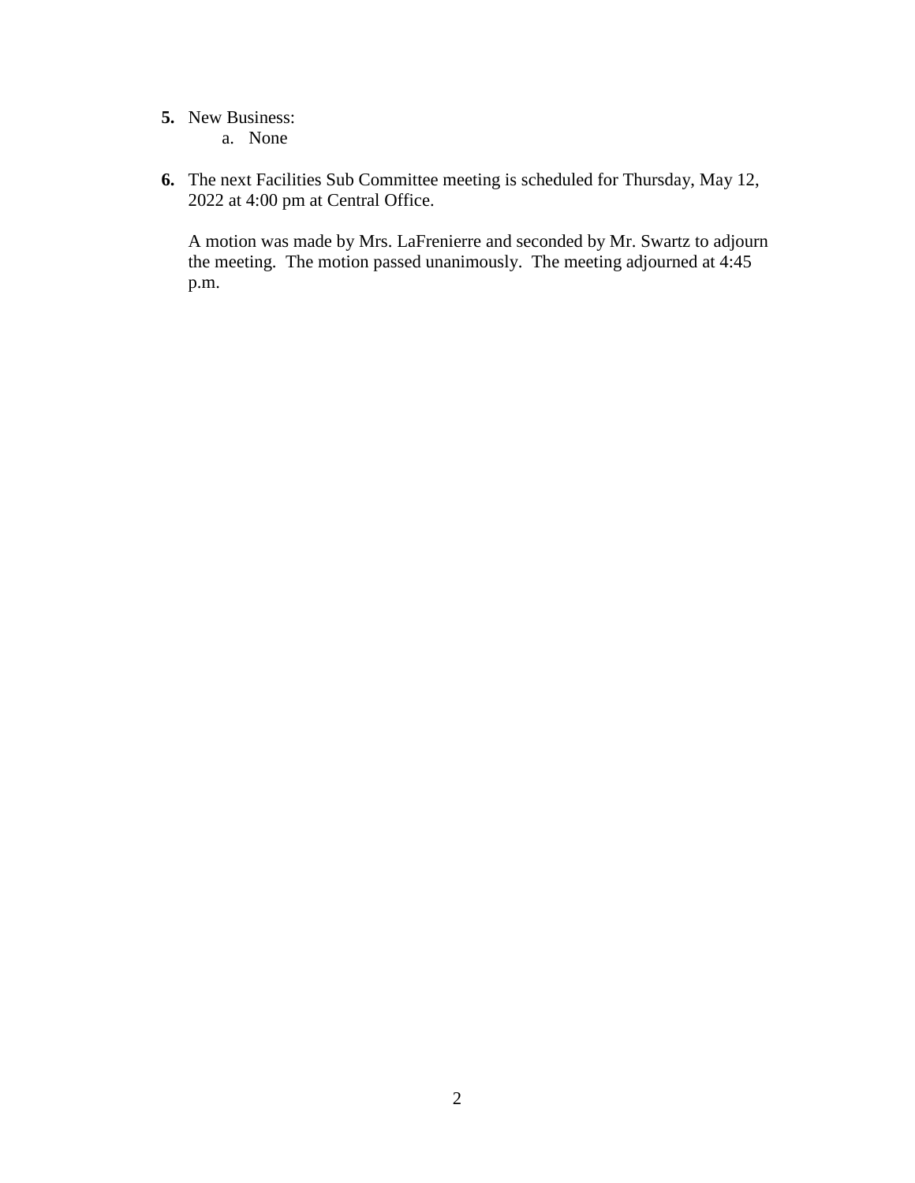**5.** New Business:

a. None

**6.** The next Facilities Sub Committee meeting is scheduled for Thursday, May 12, 2022 at 4:00 pm at Central Office.

A motion was made by Mrs. LaFrenierre and seconded by Mr. Swartz to adjourn the meeting. The motion passed unanimously. The meeting adjourned at 4:45 p.m.